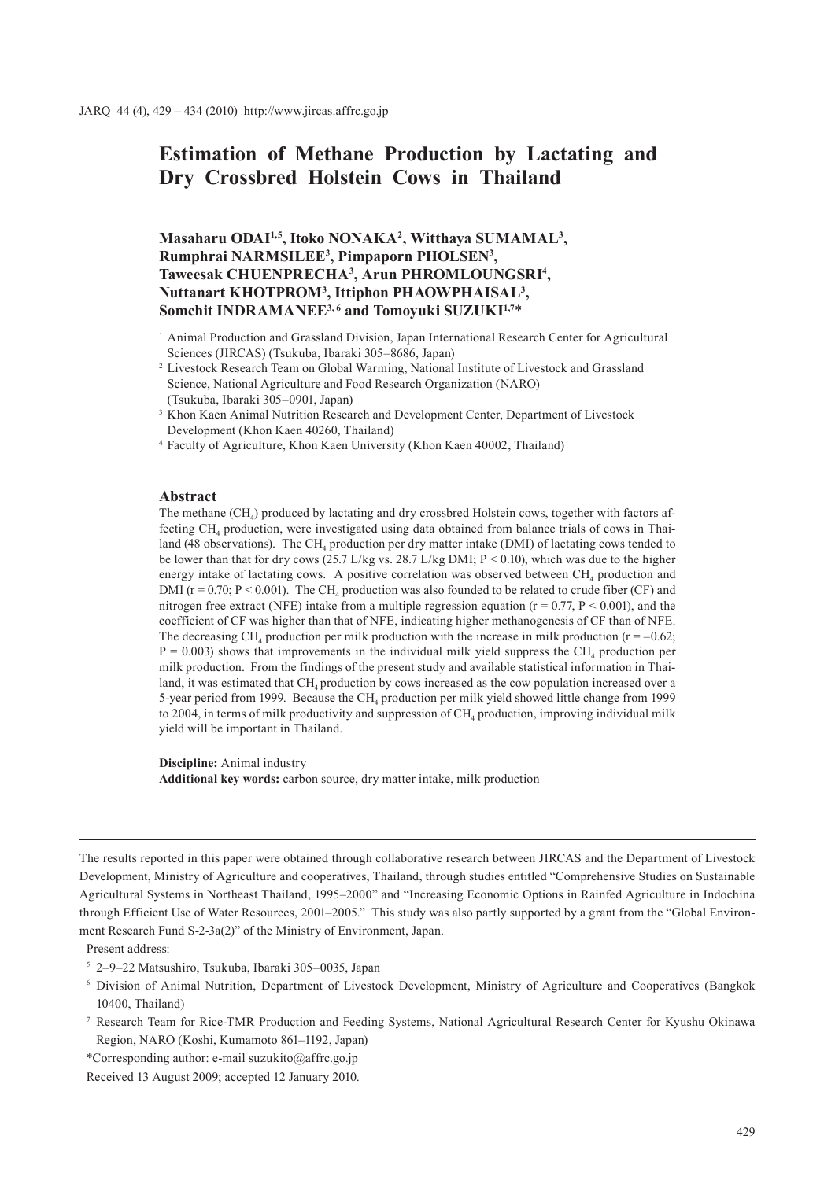# Estimation of Methane Production by Lactating and Dry Crossbred Holstein Cows in Thailand

**Masaharu ODAI[1,5], Itoko NONAKA[2], Witthaya SUMAMAL[3], Rumphrai NARMSILEE[3], Pimpaporn PHOLSEN[3], Taweesak CHUENPRECHA[3], Arun PHROMLOUNGSRI[4], Nuttanart KHOTPROM[3], Ittiphon PHAOWPHAISAL[3], Somchit INDRAMANEE[3,6] and Tomoyuki SUZUKI[1,7]***

[1] Animal Production and Grassland Division, Japan International Research Center for Agricultural Sciences (JIRCAS) (Tsukuba, Ibaraki 305–8686, Japan)

[2] Livestock Research Team on Global Warming, National Institute of Livestock and Grassland Science, National Agriculture and Food Research Organization (NARO) (Tsukuba, Ibaraki 305–0901, Japan)

[3] Khon Kaen Animal Nutrition Research and Development Center, Department of Livestock Development (Khon Kaen 40260, Thailand)

[4] Faculty of Agriculture, Khon Kaen University (Khon Kaen 40002, Thailand)

## Abstract

The methane ($CH_4$) produced by lactating and dry crossbred Holstein cows, together with factors affecting $CH_4$ production, were investigated using data obtained from balance trials of cows in Thailand (48 observations). The $CH_4$ production per dry matter intake (DMI) of lactating cows tended to be lower than that for dry cows (25.7 L/kg vs. 28.7 L/kg DMI; $P < 0.10$), which was due to the higher energy intake of lactating cows. A positive correlation was observed between $CH_4$ production and DMI ($r = 0.70$; $P < 0.001$). The $CH_4$ production was also founded to be related to crude fiber (CF) and nitrogen free extract (NFE) intake from a multiple regression equation ($r = 0.77$, $P < 0.001$), and the coefficient of CF was higher than that of NFE, indicating higher methanogenesis of CF than of NFE. The decreasing $CH_4$ production per milk production with the increase in milk production ($r = -0.62$; $P = 0.003$) shows that improvements in the individual milk yield suppress the $CH_4$ production per milk production. From the findings of the present study and available statistical information in Thailand, it was estimated that $CH_4$ production by cows increased as the cow population increased over a 5-year period from 1999. Because the $CH_4$ production per milk yield showed little change from 1999 to 2004, in terms of milk productivity and suppression of $CH_4$ production, improving individual milk yield will be important in Thailand.

**Discipline:** Animal industry
**Additional key words:** carbon source, dry matter intake, milk production

---

The results reported in this paper were obtained through collaborative research between JIRCAS and the Department of Livestock Development, Ministry of Agriculture and cooperatives, Thailand, through studies entitled "Comprehensive Studies on Sustainable Agricultural Systems in Northeast Thailand, 1995–2000" and "Increasing Economic Options in Rainfed Agriculture in Indochina through Efficient Use of Water Resources, 2001–2005." This study was also partly supported by a grant from the "Global Environment Research Fund S-2-3a(2)" of the Ministry of Environment, Japan.

Present address:

[5] 2–9–22 Matsushiro, Tsukuba, Ibaraki 305–0035, Japan

[6] Division of Animal Nutrition, Department of Livestock Development, Ministry of Agriculture and Cooperatives (Bangkok 10400, Thailand)

[7] Research Team for Rice-TMR Production and Feeding Systems, National Agricultural Research Center for Kyushu Okinawa Region, NARO (Koshi, Kumamoto 861–1192, Japan)

*Corresponding author: e-mail suzukito@affrc.go.jp

Received 13 August 2009; accepted 12 January 2010.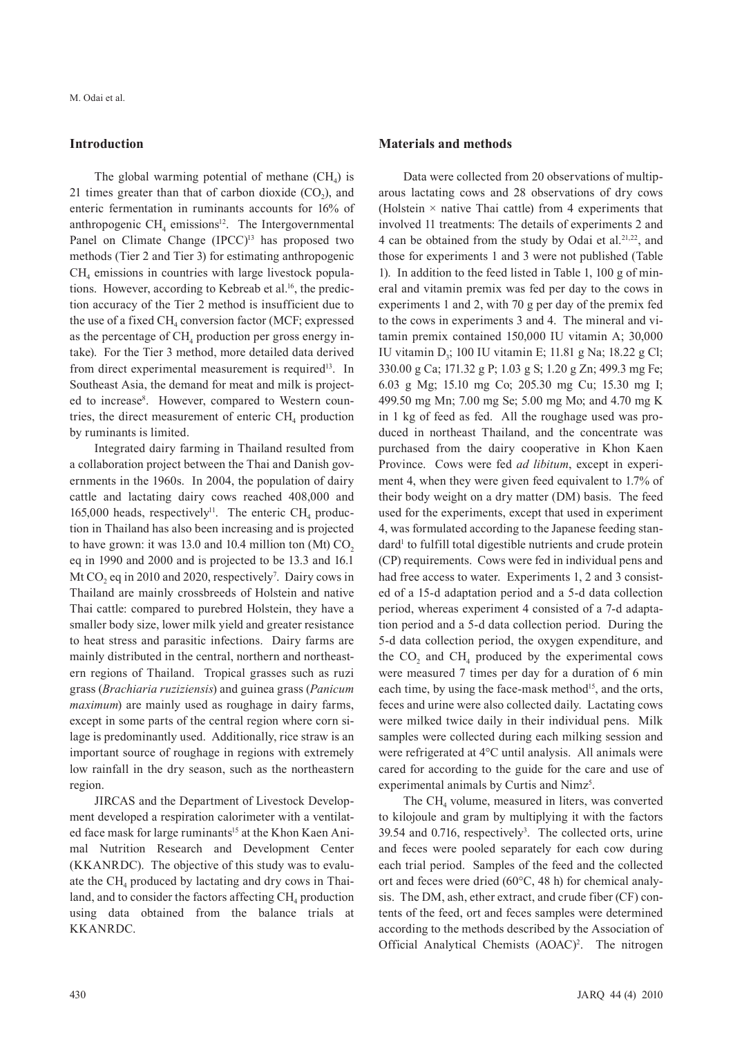## Introduction

The global warming potential of methane ($CH_4$) is 21 times greater than that of carbon dioxide ($CO_2$), and enteric fermentation in ruminants accounts for 16% of anthropogenic $CH_4$ emissions[12]. The Intergovernmental Panel on Climate Change (IPCC)[13] has proposed two methods (Tier 2 and Tier 3) for estimating anthropogenic $CH_4$ emissions in countries with large livestock populations. However, according to Kebreab et al.[16], the prediction accuracy of the Tier 2 method is insufficient due to the use of a fixed $CH_4$ conversion factor (MCF; expressed as the percentage of $CH_4$ production per gross energy intake). For the Tier 3 method, more detailed data derived from direct experimental measurement is required[13]. In Southeast Asia, the demand for meat and milk is projected to increase[8]. However, compared to Western countries, the direct measurement of enteric $CH_4$ production by ruminants is limited.

Integrated dairy farming in Thailand resulted from a collaboration project between the Thai and Danish governments in the 1960s. In 2004, the population of dairy cattle and lactating dairy cows reached 408,000 and 165,000 heads, respectively[11]. The enteric $CH_4$ production in Thailand has also been increasing and is projected to have grown: it was 13.0 and 10.4 million ton (Mt) $CO_2$ eq in 1990 and 2000 and is projected to be 13.3 and 16.1 Mt $CO_2$ eq in 2010 and 2020, respectively[7]. Dairy cows in Thailand are mainly crossbreeds of Holstein and native Thai cattle: compared to purebred Holstein, they have a smaller body size, lower milk yield and greater resistance to heat stress and parasitic infections. Dairy farms are mainly distributed in the central, northern and northeastern regions of Thailand. Tropical grasses such as ruzi grass (*Brachiaria ruziziensis*) and guinea grass (*Panicum maximum*) are mainly used as roughage in dairy farms, except in some parts of the central region where corn silage is predominantly used. Additionally, rice straw is an important source of roughage in regions with extremely low rainfall in the dry season, such as the northeastern region.

JIRCAS and the Department of Livestock Development developed a respiration calorimeter with a ventilated face mask for large ruminants[15] at the Khon Kaen Animal Nutrition Research and Development Center (KKANRDC). The objective of this study was to evaluate the $CH_4$ produced by lactating and dry cows in Thailand, and to consider the factors affecting $CH_4$ production using data obtained from the balance trials at KKANRDC.

## Materials and methods

Data were collected from 20 observations of multiparous lactating cows and 28 observations of dry cows (Holstein × native Thai cattle) from 4 experiments that involved 11 treatments: The details of experiments 2 and 4 can be obtained from the study by Odai et al.[21,22], and those for experiments 1 and 3 were not published (Table 1). In addition to the feed listed in Table 1, 100 g of mineral and vitamin premix was fed per day to the cows in experiments 1 and 2, with 70 g per day of the premix fed to the cows in experiments 3 and 4. The mineral and vitamin premix contained 150,000 IU vitamin A; 30,000 IU vitamin $D_3$; 100 IU vitamin E; 11.81 g Na; 18.22 g Cl; 330.00 g Ca; 171.32 g P; 1.03 g S; 1.20 g Zn; 499.3 mg Fe; 6.03 g Mg; 15.10 mg Co; 205.30 mg Cu; 15.30 mg I; 499.50 mg Mn; 7.00 mg Se; 5.00 mg Mo; and 4.70 mg K in 1 kg of feed as fed. All the roughage used was produced in northeast Thailand, and the concentrate was purchased from the dairy cooperative in Khon Kaen Province. Cows were fed *ad libitum*, except in experiment 4, when they were given feed equivalent to 1.7% of their body weight on a dry matter (DM) basis. The feed used for the experiments, except that used in experiment 4, was formulated according to the Japanese feeding standard[1] to fulfill total digestible nutrients and crude protein (CP) requirements. Cows were fed in individual pens and had free access to water. Experiments 1, 2 and 3 consisted of a 15-d adaptation period and a 5-d data collection period, whereas experiment 4 consisted of a 7-d adaptation period and a 5-d data collection period. During the 5-d data collection period, the oxygen expenditure, and the $CO_2$ and $CH_4$ produced by the experimental cows were measured 7 times per day for a duration of 6 min each time, by using the face-mask method[15], and the orts, feces and urine were also collected daily. Lactating cows were milked twice daily in their individual pens. Milk samples were collected during each milking session and were refrigerated at 4°C until analysis. All animals were cared for according to the guide for the care and use of experimental animals by Curtis and Nimz[5].

The $CH_4$ volume, measured in liters, was converted to kilojoule and gram by multiplying it with the factors 39.54 and 0.716, respectively[3]. The collected orts, urine and feces were pooled separately for each cow during each trial period. Samples of the feed and the collected ort and feces were dried (60°C, 48 h) for chemical analysis. The DM, ash, ether extract, and crude fiber (CF) contents of the feed, ort and feces samples were determined according to the methods described by the Association of Official Analytical Chemists (AOAC)[2]. The nitrogen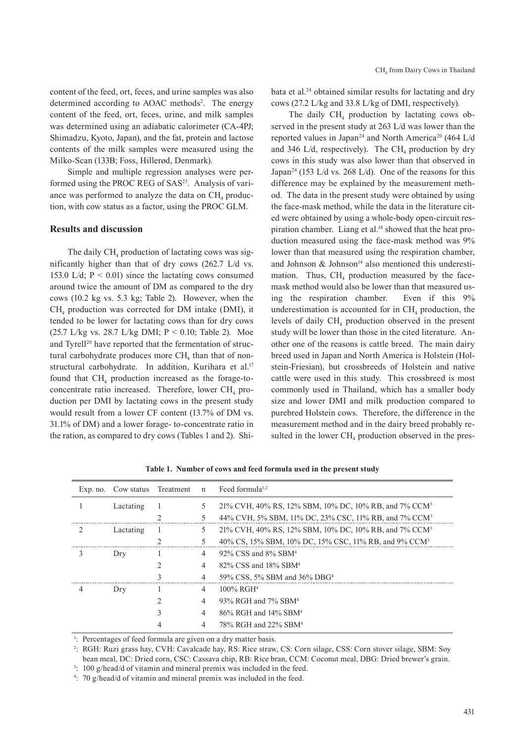content of the feed, ort, feces, and urine samples was also determined according to AOAC methods[2]. The energy content of the feed, ort, feces, urine, and milk samples was determined using an adiabatic calorimeter (CA-4PJ; Shimadzu, Kyoto, Japan), and the fat, protein and lactose contents of the milk samples were measured using the Milko-Scan (133B; Foss, Hillerød, Denmark).

Simple and multiple regression analyses were performed using the PROC REG of SAS[23]. Analysis of variance was performed to analyze the data on $CH_4$ production, with cow status as a factor, using the PROC GLM.

## Results and discussion

The daily $CH_4$ production of lactating cows was significantly higher than that of dry cows (262.7 L/d vs. 153.0 L/d; $P < 0.01$) since the lactating cows consumed around twice the amount of DM as compared to the dry cows (10.2 kg vs. 5.3 kg; Table 2). However, when the $CH_4$ production was corrected for DM intake (DMI), it tended to be lower for lactating cows than for dry cows (25.7 L/kg vs. 28.7 L/kg DMI; $P < 0.10$; Table 2). Moe and Tyrell[20] have reported that the fermentation of structural carbohydrate produces more $CH_4$ than that of nonstructural carbohydrate. In addition, Kurihara et al.[17] found that $CH_4$ production increased as the forage-to-concentrate ratio increased. Therefore, lower $CH_4$ production per DMI by lactating cows in the present study would result from a lower CF content (13.7% of DM vs. 31.1% of DM) and a lower forage- to-concentrate ratio in the ration, as compared to dry cows (Tables 1 and 2). Shibata et al.[24] obtained similar results for lactating and dry cows (27.2 L/kg and 33.8 L/kg of DMI, respectively).

The daily $CH_4$ production by lactating cows observed in the present study at 263 L/d was lower than the reported values in Japan[24] and North America[20] (464 L/d and 346 L/d, respectively). The $CH_4$ production by dry cows in this study was also lower than that observed in Japan[24] (153 L/d vs. 268 L/d). One of the reasons for this difference may be explained by the measurement method. The data in the present study were obtained by using the face-mask method, while the data in the literature cited were obtained by using a whole-body open-circuit respiration chamber. Liang et al.[18] showed that the heat production measured using the face-mask method was 9% lower than that measured using the respiration chamber, and Johnson & Johnson[14] also mentioned this underestimation. Thus, $CH_4$ production measured by the face-mask method would also be lower than that measured using the respiration chamber. Even if this 9% underestimation is accounted for in $CH_4$ production, the levels of daily $CH_4$ production observed in the present study will be lower than those in the cited literature. Another one of the reasons is cattle breed. The main dairy breed used in Japan and North America is Holstein (Holstein-Friesian), but crossbreeds of Holstein and native cattle were used in this study. This crossbreed is most commonly used in Thailand, which has a smaller body size and lower DMI and milk production compared to purebred Holstein cows. Therefore, the difference in the measurement method and in the dairy breed probably resulted in the lower $CH_4$ production observed in the pres-

**Table 1. Number of cows and feed formula used in the present study**

| Exp. no. | Cow status | Treatment | n | Feed formula[1,2] |
|---|---|---|---|---|
| 1 | Lactating | 1 | 5 | 21% CVH, 40% RS, 12% SBM, 10% DC, 10% RB, and 7% CCM[3] |
| | | 2 | 5 | 44% CVH, 5% SBM, 11% DC, 23% CSC, 11% RB, and 7% CCM[3] |
| 2 | Lactating | 1 | 5 | 21% CVH, 40% RS, 12% SBM, 10% DC, 10% RB, and 7% CCM[3] |
| | | 2 | 5 | 40% CS, 15% SBM, 10% DC, 15% CSC, 11% RB, and 9% CCM[3] |
| 3 | Dry | 1 | 4 | 92% CSS and 8% SBM[4] |
| | | 2 | 4 | 82% CSS and 18% SBM[4] |
| | | 3 | 4 | 59% CSS, 5% SBM and 36% DBG[4] |
| 4 | Dry | 1 | 4 | 100% RGH[4] |
| | | 2 | 4 | 93% RGH and 7% SBM[4] |
| | | 3 | 4 | 86% RGH and 14% SBM[4] |
| | | 4 | 4 | 78% RGH and 22% SBM[4] |

[1]: Percentages of feed formula are given on a dry matter basis.

[2]: RGH: Ruzi grass hay, CVH: Cavalcade hay, RS: Rice straw, CS: Corn silage, CSS: Corn stover silage, SBM: Soy bean meal, DC: Dried corn, CSC: Cassava chip, RB: Rice bran, CCM: Coconut meal, DBG: Dried brewer's grain.

[3]: 100 g/head/d of vitamin and mineral premix was included in the feed.

[4]: 70 g/head/d of vitamin and mineral premix was included in the feed.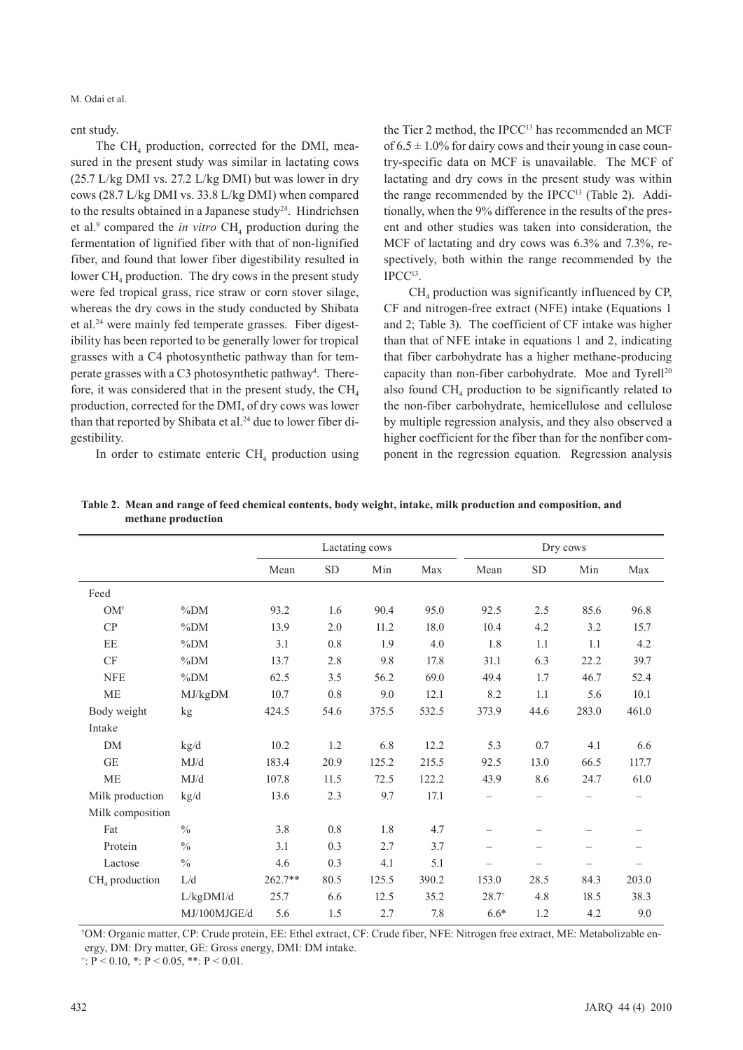ent study.

The $CH_4$ production, corrected for the DMI, measured in the present study was similar in lactating cows (25.7 L/kg DMI vs. 27.2 L/kg DMI) but was lower in dry cows (28.7 L/kg DMI vs. 33.8 L/kg DMI) when compared to the results obtained in a Japanese study[24]. Hindrichsen et al.[9] compared the *in vitro* $CH_4$ production during the fermentation of lignified fiber with that of non-lignified fiber, and found that lower fiber digestibility resulted in lower $CH_4$ production. The dry cows in the present study were fed tropical grass, rice straw or corn stover silage, whereas the dry cows in the study conducted by Shibata et al.[24] were mainly fed temperate grasses. Fiber digestibility has been reported to be generally lower for tropical grasses with a C4 photosynthetic pathway than for temperate grasses with a C3 photosynthetic pathway[4]. Therefore, it was considered that in the present study, the $CH_4$ production, corrected for the DMI, of dry cows was lower than that reported by Shibata et al.[24] due to lower fiber digestibility.

In order to estimate enteric $CH_4$ production using the Tier 2 method, the IPCC[13] has recommended an MCF of $6.5 \pm 1.0\%$ for dairy cows and their young in case country-specific data on MCF is unavailable. The MCF of lactating and dry cows in the present study was within the range recommended by the IPCC[13] (Table 2). Additionally, when the 9% difference in the results of the present and other studies was taken into consideration, the MCF of lactating and dry cows was 6.3% and 7.3%, respectively, both within the range recommended by the IPCC[13].

$CH_4$ production was significantly influenced by CP, CF and nitrogen-free extract (NFE) intake (Equations 1 and 2; Table 3). The coefficient of CF intake was higher than that of NFE intake in equations 1 and 2, indicating that fiber carbohydrate has a higher methane-producing capacity than non-fiber carbohydrate. Moe and Tyrell[20] also found $CH_4$ production to be significantly related to the non-fiber carbohydrate, hemicellulose and cellulose by multiple regression analysis, and they also observed a higher coefficient for the fiber than for the nonfiber component in the regression equation. Regression analysis

**Table 2. Mean and range of feed chemical contents, body weight, intake, milk production and composition, and methane production**

| | | Lactating cows | | | | Dry cows | | | |
|---|---|---|---|---|---|---|---|---|---|
| | | Mean | SD | Min | Max | Mean | SD | Min | Max |
| Feed | | | | | | | | | |
| OM[†] | %DM | 93.2 | 1.6 | 90.4 | 95.0 | 92.5 | 2.5 | 85.6 | 96.8 |
| CP | %DM | 13.9 | 2.0 | 11.2 | 18.0 | 10.4 | 4.2 | 3.2 | 15.7 |
| EE | %DM | 3.1 | 0.8 | 1.9 | 4.0 | 1.8 | 1.1 | 1.1 | 4.2 |
| CF | %DM | 13.7 | 2.8 | 9.8 | 17.8 | 31.1 | 6.3 | 22.2 | 39.7 |
| NFE | %DM | 62.5 | 3.5 | 56.2 | 69.0 | 49.4 | 1.7 | 46.7 | 52.4 |
| ME | MJ/kgDM | 10.7 | 0.8 | 9.0 | 12.1 | 8.2 | 1.1 | 5.6 | 10.1 |
| Body weight | kg | 424.5 | 54.6 | 375.5 | 532.5 | 373.9 | 44.6 | 283.0 | 461.0 |
| Intake | | | | | | | | | |
| DM | kg/d | 10.2 | 1.2 | 6.8 | 12.2 | 5.3 | 0.7 | 4.1 | 6.6 |
| GE | MJ/d | 183.4 | 20.9 | 125.2 | 215.5 | 92.5 | 13.0 | 66.5 | 117.7 |
| ME | MJ/d | 107.8 | 11.5 | 72.5 | 122.2 | 43.9 | 8.6 | 24.7 | 61.0 |
| Milk production | kg/d | 13.6 | 2.3 | 9.7 | 17.1 | – | – | – | – |
| Milk composition | | | | | | | | | |
| Fat | % | 3.8 | 0.8 | 1.8 | 4.7 | – | – | – | – |
| Protein | % | 3.1 | 0.3 | 2.7 | 3.7 | – | – | – | – |
| Lactose | % | 4.6 | 0.3 | 4.1 | 5.1 | – | – | – | – |
| $CH_4$ production | L/d | 262.7** | 80.5 | 125.5 | 390.2 | 153.0 | 28.5 | 84.3 | 203.0 |
| | L/kgDMI/d | 25.7 | 6.6 | 12.5 | 35.2 | 28.7[+] | 4.8 | 18.5 | 38.3 |
| | MJ/100MJGE/d | 5.6 | 1.5 | 2.7 | 7.8 | 6.6* | 1.2 | 4.2 | 9.0 |

[†]OM: Organic matter, CP: Crude protein, EE: Ethel extract, CF: Crude fiber, NFE: Nitrogen free extract, ME: Metabolizable energy, DM: Dry matter, GE: Gross energy, DMI: DM intake.

[+]: $P < 0.10$, *: $P < 0.05$, **: $P < 0.01$.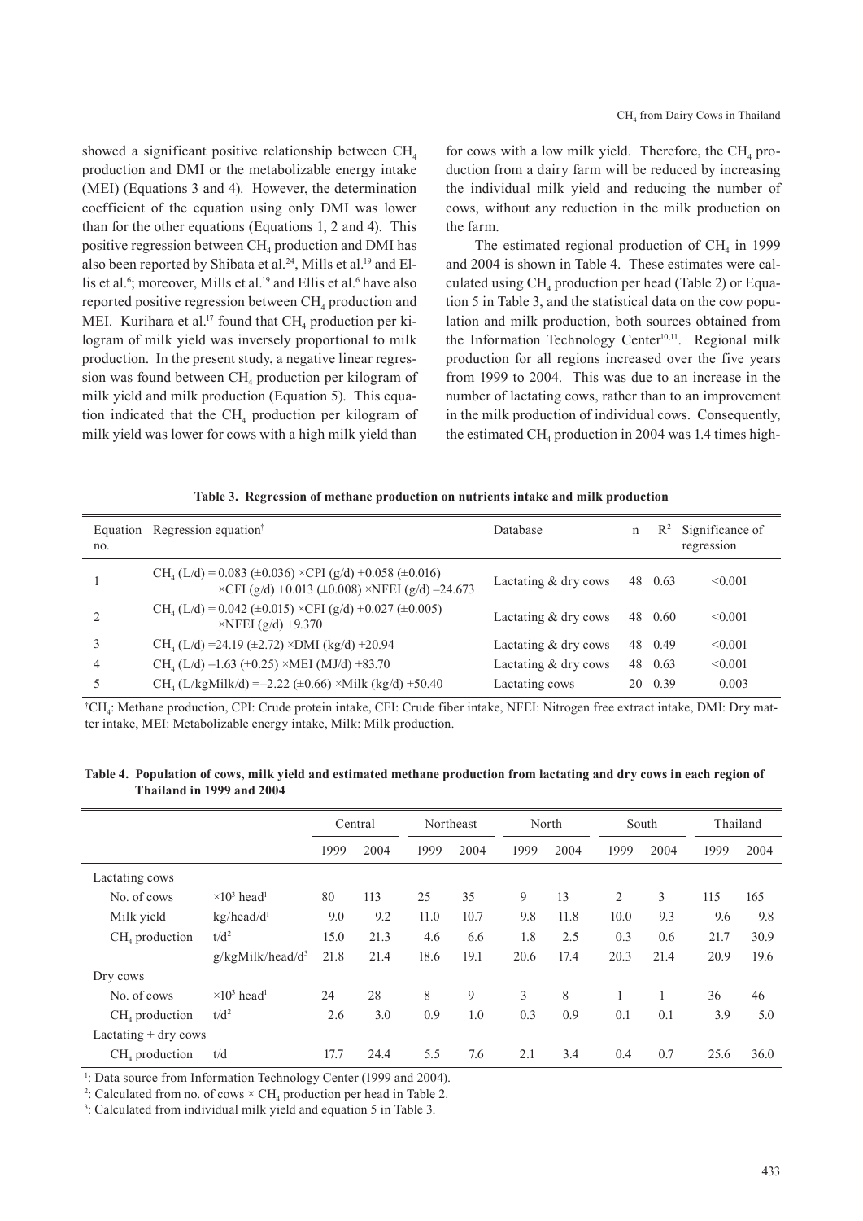showed a significant positive relationship between $CH_4$ production and DMI or the metabolizable energy intake (MEI) (Equations 3 and 4). However, the determination coefficient of the equation using only DMI was lower than for the other equations (Equations 1, 2 and 4). This positive regression between $CH_4$ production and DMI has also been reported by Shibata et al.[24], Mills et al.[19] and Ellis et al.[6]; moreover, Mills et al.[19] and Ellis et al.[6] have also reported positive regression between $CH_4$ production and MEI. Kurihara et al.[17] found that $CH_4$ production per kilogram of milk yield was inversely proportional to milk production. In the present study, a negative linear regression was found between $CH_4$ production per kilogram of milk yield and milk production (Equation 5). This equation indicated that the $CH_4$ production per kilogram of milk yield was lower for cows with a high milk yield than for cows with a low milk yield. Therefore, the $CH_4$ production from a dairy farm will be reduced by increasing the individual milk yield and reducing the number of cows, without any reduction in the milk production on the farm.

The estimated regional production of $CH_4$ in 1999 and 2004 is shown in Table 4. These estimates were calculated using $CH_4$ production per head (Table 2) or Equation 5 in Table 3, and the statistical data on the cow population and milk production, both sources obtained from the Information Technology Center[10,11]. Regional milk production for all regions increased over the five years from 1999 to 2004. This was due to an increase in the number of lactating cows, rather than to an improvement in the milk production of individual cows. Consequently, the estimated $CH_4$ production in 2004 was 1.4 times high-

**Table 3. Regression of methane production on nutrients intake and milk production**

| Equation no. | Regression equation† | Database | n | $R^2$ | Significance of regression |
|---|---|---|---|---|---|
| 1 | $CH_4$ (L/d) = 0.083 (±0.036) ×CPI (g/d) +0.058 (±0.016) ×CFI (g/d) +0.013 (±0.008) ×NFEI (g/d) –24.673 | Lactating & dry cows | 48 | 0.63 | <0.001 |
| 2 | $CH_4$ (L/d) = 0.042 (±0.015) ×CFI (g/d) +0.027 (±0.005) ×NFEI (g/d) +9.370 | Lactating & dry cows | 48 | 0.60 | <0.001 |
| 3 | $CH_4$ (L/d) =24.19 (±2.72) ×DMI (kg/d) +20.94 | Lactating & dry cows | 48 | 0.49 | <0.001 |
| 4 | $CH_4$ (L/d) =1.63 (±0.25) ×MEI (MJ/d) +83.70 | Lactating & dry cows | 48 | 0.63 | <0.001 |
| 5 | $CH_4$ (L/kgMilk/d) =–2.22 (±0.66) ×Milk (kg/d) +50.40 | Lactating cows | 20 | 0.39 | 0.003 |

†$CH_4$: Methane production, CPI: Crude protein intake, CFI: Crude fiber intake, NFEI: Nitrogen free extract intake, DMI: Dry matter intake, MEI: Metabolizable energy intake, Milk: Milk production.

**Table 4. Population of cows, milk yield and estimated methane production from lactating and dry cows in each region of Thailand in 1999 and 2004**

| | | Central | | Northeast | | North | | South | | Thailand | |
|---|---|---|---|---|---|---|---|---|---|---|---|
| | | 1999 | 2004 | 1999 | 2004 | 1999 | 2004 | 1999 | 2004 | 1999 | 2004 |
| Lactating cows | | | | | | | | | | | |
| No. of cows | $\times 10^3$ head[1] | 80 | 113 | 25 | 35 | 9 | 13 | 2 | 3 | 115 | 165 |
| Milk yield | kg/head/d[1] | 9.0 | 9.2 | 11.0 | 10.7 | 9.8 | 11.8 | 10.0 | 9.3 | 9.6 | 9.8 |
| $CH_4$ production | t/d[2] | 15.0 | 21.3 | 4.6 | 6.6 | 1.8 | 2.5 | 0.3 | 0.6 | 21.7 | 30.9 |
| | g/kgMilk/head/d[3] | 21.8 | 21.4 | 18.6 | 19.1 | 20.6 | 17.4 | 20.3 | 21.4 | 20.9 | 19.6 |
| Dry cows | | | | | | | | | | | |
| No. of cows | $\times 10^3$ head[1] | 24 | 28 | 8 | 9 | 3 | 8 | 1 | 1 | 36 | 46 |
| $CH_4$ production | t/d[2] | 2.6 | 3.0 | 0.9 | 1.0 | 0.3 | 0.9 | 0.1 | 0.1 | 3.9 | 5.0 |
| Lactating + dry cows | | | | | | | | | | | |
| $CH_4$ production | t/d | 17.7 | 24.4 | 5.5 | 7.6 | 2.1 | 3.4 | 0.4 | 0.7 | 25.6 | 36.0 |

[1]: Data source from Information Technology Center (1999 and 2004).
[2]: Calculated from no. of cows × $CH_4$ production per head in Table 2.
[3]: Calculated from individual milk yield and equation 5 in Table 3.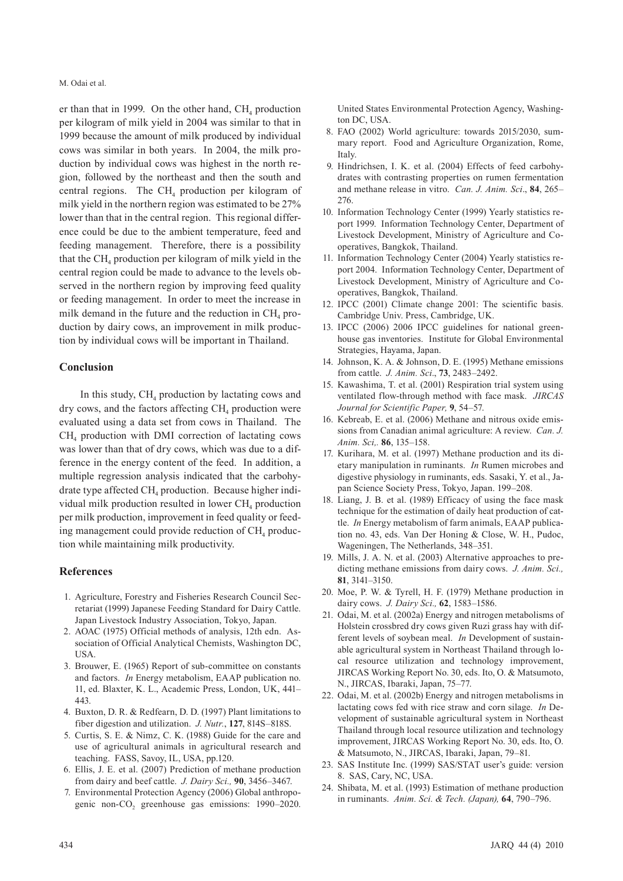er than that in 1999. On the other hand, $CH_4$ production per kilogram of milk yield in 2004 was similar to that in 1999 because the amount of milk produced by individual cows was similar in both years. In 2004, the milk production by individual cows was highest in the north region, followed by the northeast and then the south and central regions. The $CH_4$ production per kilogram of milk yield in the northern region was estimated to be 27% lower than that in the central region. This regional difference could be due to the ambient temperature, feed and feeding management. Therefore, there is a possibility that the $CH_4$ production per kilogram of milk yield in the central region could be made to advance to the levels observed in the northern region by improving feed quality or feeding management. In order to meet the increase in milk demand in the future and the reduction in $CH_4$ production by dairy cows, an improvement in milk production by individual cows will be important in Thailand.

## Conclusion

In this study, $CH_4$ production by lactating cows and dry cows, and the factors affecting $CH_4$ production were evaluated using a data set from cows in Thailand. The $CH_4$ production with DMI correction of lactating cows was lower than that of dry cows, which was due to a difference in the energy content of the feed. In addition, a multiple regression analysis indicated that the carbohydrate type affected $CH_4$ production. Because higher individual milk production resulted in lower $CH_4$ production per milk production, improvement in feed quality or feeding management could provide reduction of $CH_4$ production while maintaining milk productivity.

## References

1. Agriculture, Forestry and Fisheries Research Council Secretariat (1999) Japanese Feeding Standard for Dairy Cattle. Japan Livestock Industry Association, Tokyo, Japan.
2. AOAC (1975) Official methods of analysis, 12th edn. Association of Official Analytical Chemists, Washington DC, USA.
3. Brouwer, E. (1965) Report of sub-committee on constants and factors. *In* Energy metabolism, EAAP publication no. 11, ed. Blaxter, K. L., Academic Press, London, UK, 441–443.
4. Buxton, D. R. & Redfearn, D. D. (1997) Plant limitations to fiber digestion and utilization. *J. Nutr.*, **127**, 814S–818S.
5. Curtis, S. E. & Nimz, C. K. (1988) Guide for the care and use of agricultural animals in agricultural research and teaching. FASS, Savoy, IL, USA, pp.120.
6. Ellis, J. E. et al. (2007) Prediction of methane production from dairy and beef cattle. *J. Dairy Sci.,* **90**, 3456–3467.
7. Environmental Protection Agency (2006) Global anthropogenic non-$CO_2$ greenhouse gas emissions: 1990–2020. United States Environmental Protection Agency, Washington DC, USA.
8. FAO (2002) World agriculture: towards 2015/2030, summary report. Food and Agriculture Organization, Rome, Italy.
9. Hindrichsen, I. K. et al. (2004) Effects of feed carbohydrates with contrasting properties on rumen fermentation and methane release in vitro. *Can. J. Anim. Sci*., **84**, 265–276.
10. Information Technology Center (1999) Yearly statistics report 1999. Information Technology Center, Department of Livestock Development, Ministry of Agriculture and Cooperatives, Bangkok, Thailand.
11. Information Technology Center (2004) Yearly statistics report 2004. Information Technology Center, Department of Livestock Development, Ministry of Agriculture and Cooperatives, Bangkok, Thailand.
12. IPCC (2001) Climate change 2001: The scientific basis. Cambridge Univ. Press, Cambridge, UK.
13. IPCC (2006) 2006 IPCC guidelines for national greenhouse gas inventories. Institute for Global Environmental Strategies, Hayama, Japan.
14. Johnson, K. A. & Johnson, D. E. (1995) Methane emissions from cattle. *J. Anim. Sci*., **73**, 2483–2492.
15. Kawashima, T. et al. (2001) Respiration trial system using ventilated flow-through method with face mask. *JIRCAS Journal for Scientific Paper,* **9**, 54–57.
16. Kebreab, E. et al. (2006) Methane and nitrous oxide emissions from Canadian animal agriculture: A review. *Can. J. Anim. Sci,.* **86**, 135–158.
17. Kurihara, M. et al. (1997) Methane production and its dietary manipulation in ruminants. *In* Rumen microbes and digestive physiology in ruminants, eds. Sasaki, Y. et al., Japan Science Society Press, Tokyo, Japan. 199–208.
18. Liang, J. B. et al. (1989) Efficacy of using the face mask technique for the estimation of daily heat production of cattle. *In* Energy metabolism of farm animals, EAAP publication no. 43, eds. Van Der Honing & Close, W. H., Pudoc, Wageningen, The Netherlands, 348–351.
19. Mills, J. A. N. et al. (2003) Alternative approaches to predicting methane emissions from dairy cows. *J. Anim. Sci.,* **81**, 3141–3150.
20. Moe, P. W. & Tyrell, H. F. (1979) Methane production in dairy cows. *J. Dairy Sci.,* **62**, 1583–1586.
21. Odai, M. et al. (2002a) Energy and nitrogen metabolisms of Holstein crossbred dry cows given Ruzi grass hay with different levels of soybean meal. *In* Development of sustainable agricultural system in Northeast Thailand through local resource utilization and technology improvement, JIRCAS Working Report No. 30, eds. Ito, O. & Matsumoto, N., JIRCAS, Ibaraki, Japan, 75–77.
22. Odai, M. et al. (2002b) Energy and nitrogen metabolisms in lactating cows fed with rice straw and corn silage. *In* Development of sustainable agricultural system in Northeast Thailand through local resource utilization and technology improvement, JIRCAS Working Report No. 30, eds. Ito, O. & Matsumoto, N., JIRCAS, Ibaraki, Japan, 79–81.
23. SAS Institute Inc. (1999) SAS/STAT user's guide: version 8. SAS, Cary, NC, USA.
24. Shibata, M. et al. (1993) Estimation of methane production in ruminants. *Anim. Sci. & Tech. (Japan),* **64**, 790–796.